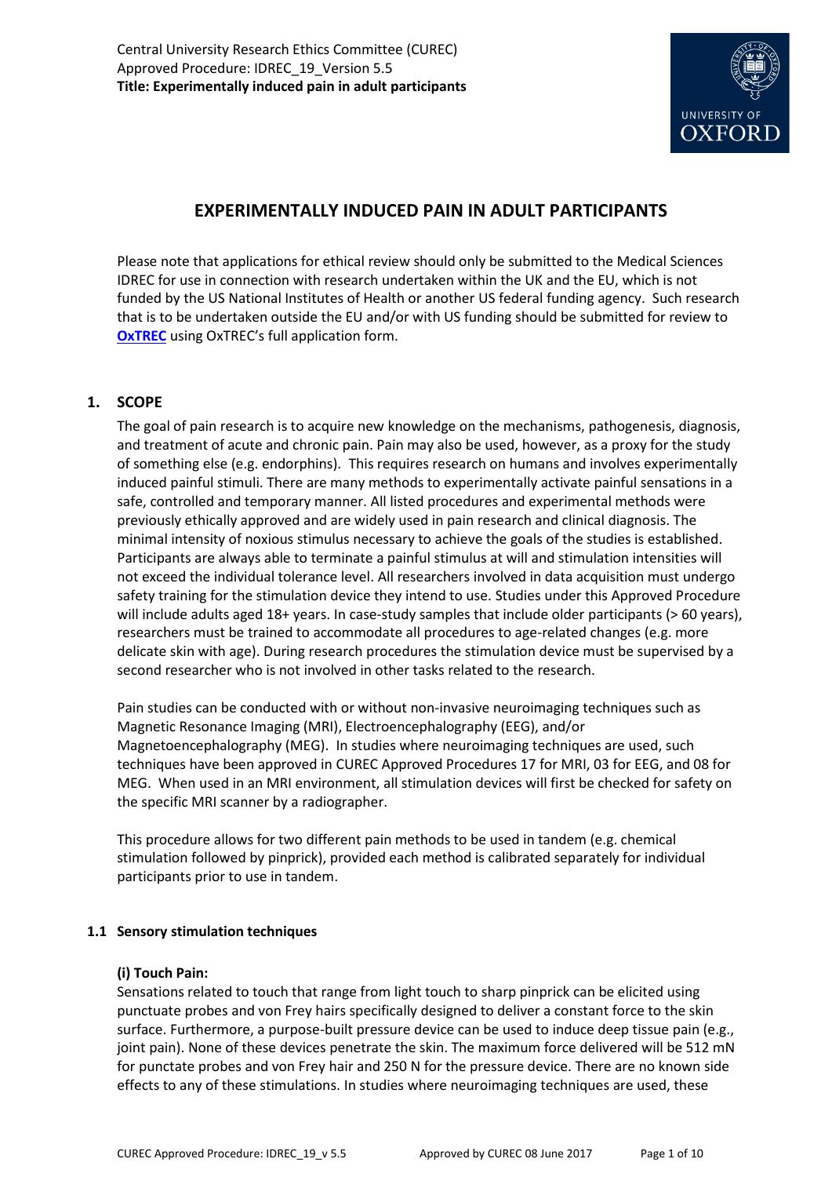Central University Research Ethics Committee (CUREC)
Approved Procedure: IDREC_19_Version 5.5
**Title: Experimentally induced pain in adult participants**

# EXPERIMENTALLY INDUCED PAIN IN ADULT PARTICIPANTS

Please note that applications for ethical review should only be submitted to the Medical Sciences IDREC for use in connection with research undertaken within the UK and the EU, which is not funded by the US National Institutes of Health or another US federal funding agency. Such research that is to be undertaken outside the EU and/or with US funding should be submitted for review to **OxTREC** using OxTREC's full application form.

## 1. SCOPE

The goal of pain research is to acquire new knowledge on the mechanisms, pathogenesis, diagnosis, and treatment of acute and chronic pain. Pain may also be used, however, as a proxy for the study of something else (e.g. endorphins). This requires research on humans and involves experimentally induced painful stimuli. There are many methods to experimentally activate painful sensations in a safe, controlled and temporary manner. All listed procedures and experimental methods were previously ethically approved and are widely used in pain research and clinical diagnosis. The minimal intensity of noxious stimulus necessary to achieve the goals of the studies is established. Participants are always able to terminate a painful stimulus at will and stimulation intensities will not exceed the individual tolerance level. All researchers involved in data acquisition must undergo safety training for the stimulation device they intend to use. Studies under this Approved Procedure will include adults aged 18+ years. In case-study samples that include older participants (> 60 years), researchers must be trained to accommodate all procedures to age-related changes (e.g. more delicate skin with age). During research procedures the stimulation device must be supervised by a second researcher who is not involved in other tasks related to the research.

Pain studies can be conducted with or without non-invasive neuroimaging techniques such as Magnetic Resonance Imaging (MRI), Electroencephalography (EEG), and/or Magnetoencephalography (MEG). In studies where neuroimaging techniques are used, such techniques have been approved in CUREC Approved Procedures 17 for MRI, 03 for EEG, and 08 for MEG. When used in an MRI environment, all stimulation devices will first be checked for safety on the specific MRI scanner by a radiographer.

This procedure allows for two different pain methods to be used in tandem (e.g. chemical stimulation followed by pinprick), provided each method is calibrated separately for individual participants prior to use in tandem.

### 1.1 Sensory stimulation techniques

**(i) Touch Pain:**

Sensations related to touch that range from light touch to sharp pinprick can be elicited using punctuate probes and von Frey hairs specifically designed to deliver a constant force to the skin surface. Furthermore, a purpose-built pressure device can be used to induce deep tissue pain (e.g., joint pain). None of these devices penetrate the skin. The maximum force delivered will be 512 mN for punctate probes and von Frey hair and 250 N for the pressure device. There are no known side effects to any of these stimulations. In studies where neuroimaging techniques are used, these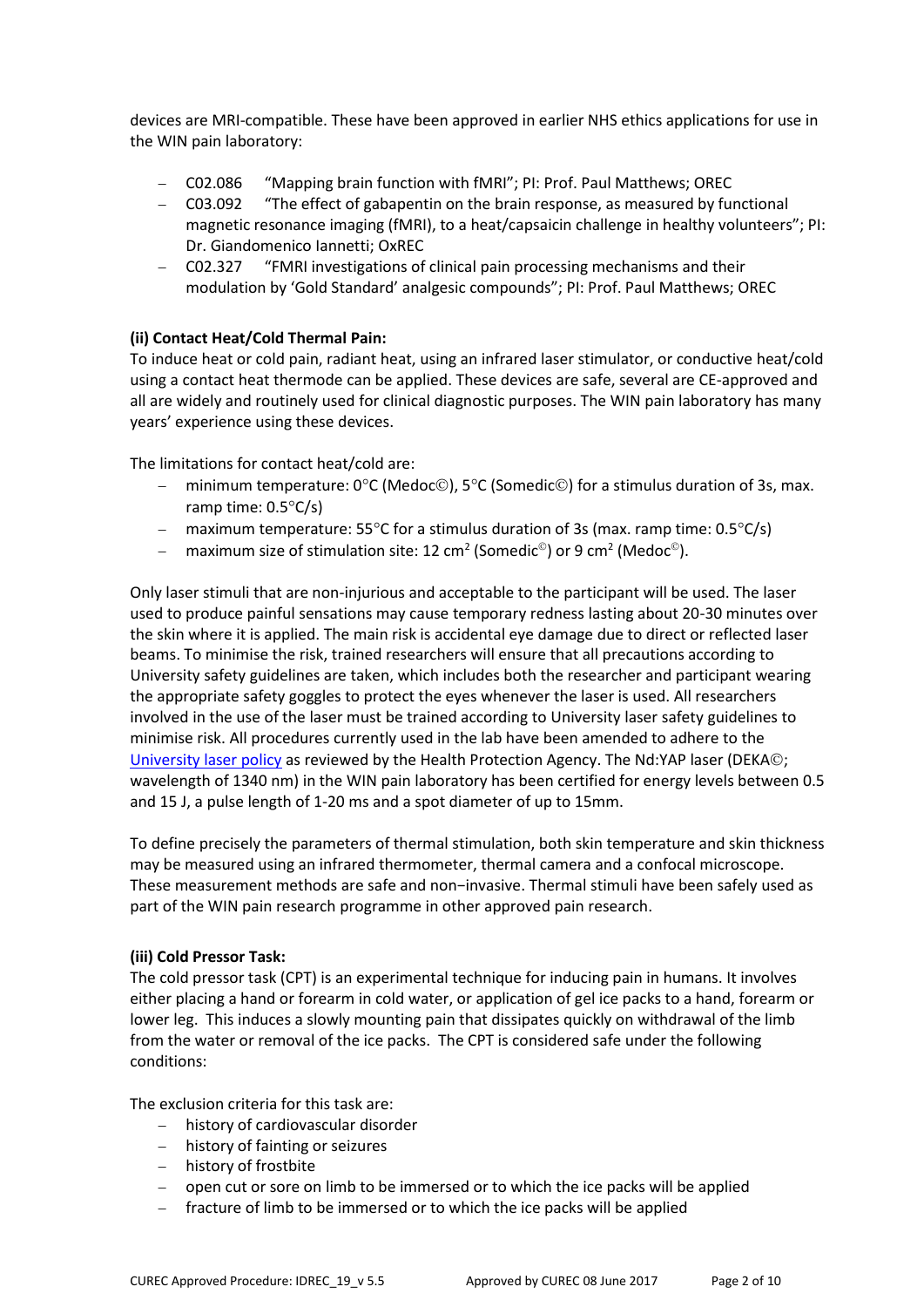devices are MRI-compatible. These have been approved in earlier NHS ethics applications for use in the WIN pain laboratory:

- C02.086 "Mapping brain function with fMRI"; PI: Prof. Paul Matthews; OREC
- C03.092 "The effect of gabapentin on the brain response, as measured by functional magnetic resonance imaging (fMRI), to a heat/capsaicin challenge in healthy volunteers"; PI: Dr. Giandomenico Iannetti; OxREC
- C02.327 "FMRI investigations of clinical pain processing mechanisms and their modulation by 'Gold Standard' analgesic compounds"; PI: Prof. Paul Matthews; OREC

**(ii) Contact Heat/Cold Thermal Pain:**

To induce heat or cold pain, radiant heat, using an infrared laser stimulator, or conductive heat/cold using a contact heat thermode can be applied. These devices are safe, several are CE-approved and all are widely and routinely used for clinical diagnostic purposes. The WIN pain laboratory has many years' experience using these devices.

The limitations for contact heat/cold are:

- minimum temperature: 0°C (Medoc©), 5°C (Somedic©) for a stimulus duration of 3s, max. ramp time: 0.5°C/s)
- maximum temperature: 55°C for a stimulus duration of 3s (max. ramp time: 0.5°C/s)
- maximum size of stimulation site: 12 $cm^2$ (Somedic©) or 9 $cm^2$ (Medoc©).

Only laser stimuli that are non-injurious and acceptable to the participant will be used. The laser used to produce painful sensations may cause temporary redness lasting about 20-30 minutes over the skin where it is applied. The main risk is accidental eye damage due to direct or reflected laser beams. To minimise the risk, trained researchers will ensure that all precautions according to University safety guidelines are taken, which includes both the researcher and participant wearing the appropriate safety goggles to protect the eyes whenever the laser is used. All researchers involved in the use of the laser must be trained according to University laser safety guidelines to minimise risk. All procedures currently used in the lab have been amended to adhere to the University laser policy as reviewed by the Health Protection Agency. The Nd:YAP laser (DEKA©; wavelength of 1340 nm) in the WIN pain laboratory has been certified for energy levels between 0.5 and 15 J, a pulse length of 1-20 ms and a spot diameter of up to 15mm.

To define precisely the parameters of thermal stimulation, both skin temperature and skin thickness may be measured using an infrared thermometer, thermal camera and a confocal microscope. These measurement methods are safe and non−invasive. Thermal stimuli have been safely used as part of the WIN pain research programme in other approved pain research.

**(iii) Cold Pressor Task:**

The cold pressor task (CPT) is an experimental technique for inducing pain in humans. It involves either placing a hand or forearm in cold water, or application of gel ice packs to a hand, forearm or lower leg. This induces a slowly mounting pain that dissipates quickly on withdrawal of the limb from the water or removal of the ice packs. The CPT is considered safe under the following conditions:

The exclusion criteria for this task are:

- history of cardiovascular disorder
- history of fainting or seizures
- history of frostbite
- open cut or sore on limb to be immersed or to which the ice packs will be applied
- fracture of limb to be immersed or to which the ice packs will be applied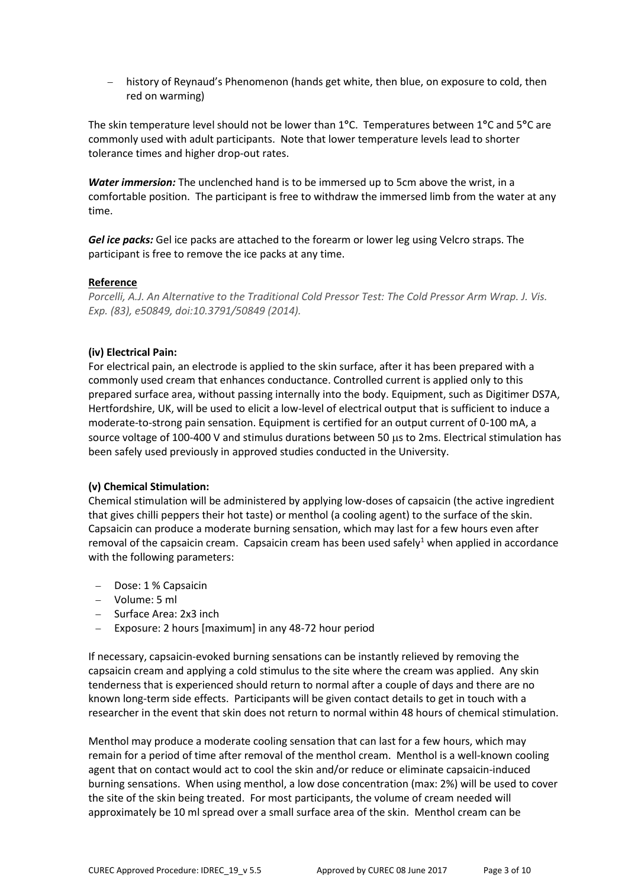- history of Reynaud's Phenomenon (hands get white, then blue, on exposure to cold, then red on warming)

The skin temperature level should not be lower than 1°C. Temperatures between 1°C and 5°C are commonly used with adult participants. Note that lower temperature levels lead to shorter tolerance times and higher drop-out rates.

***Water immersion:*** The unclenched hand is to be immersed up to 5cm above the wrist, in a comfortable position. The participant is free to withdraw the immersed limb from the water at any time.

***Gel ice packs:*** Gel ice packs are attached to the forearm or lower leg using Velcro straps. The participant is free to remove the ice packs at any time.

**Reference**

*Porcelli, A.J. An Alternative to the Traditional Cold Pressor Test: The Cold Pressor Arm Wrap. J. Vis. Exp. (83), e50849, doi:10.3791/50849 (2014).*

**(iv) Electrical Pain:**

For electrical pain, an electrode is applied to the skin surface, after it has been prepared with a commonly used cream that enhances conductance. Controlled current is applied only to this prepared surface area, without passing internally into the body. Equipment, such as Digitimer DS7A, Hertfordshire, UK, will be used to elicit a low-level of electrical output that is sufficient to induce a moderate-to-strong pain sensation. Equipment is certified for an output current of 0-100 mA, a source voltage of 100-400 V and stimulus durations between 50 μs to 2ms. Electrical stimulation has been safely used previously in approved studies conducted in the University.

**(v) Chemical Stimulation:**

Chemical stimulation will be administered by applying low-doses of capsaicin (the active ingredient that gives chilli peppers their hot taste) or menthol (a cooling agent) to the surface of the skin. Capsaicin can produce a moderate burning sensation, which may last for a few hours even after removal of the capsaicin cream. Capsaicin cream has been used safely[1] when applied in accordance with the following parameters:

- Dose: 1 % Capsaicin
- Volume: 5 ml
- Surface Area: 2x3 inch
- Exposure: 2 hours [maximum] in any 48-72 hour period

If necessary, capsaicin-evoked burning sensations can be instantly relieved by removing the capsaicin cream and applying a cold stimulus to the site where the cream was applied. Any skin tenderness that is experienced should return to normal after a couple of days and there are no known long-term side effects. Participants will be given contact details to get in touch with a researcher in the event that skin does not return to normal within 48 hours of chemical stimulation.

Menthol may produce a moderate cooling sensation that can last for a few hours, which may remain for a period of time after removal of the menthol cream. Menthol is a well-known cooling agent that on contact would act to cool the skin and/or reduce or eliminate capsaicin-induced burning sensations. When using menthol, a low dose concentration (max: 2%) will be used to cover the site of the skin being treated. For most participants, the volume of cream needed will approximately be 10 ml spread over a small surface area of the skin. Menthol cream can be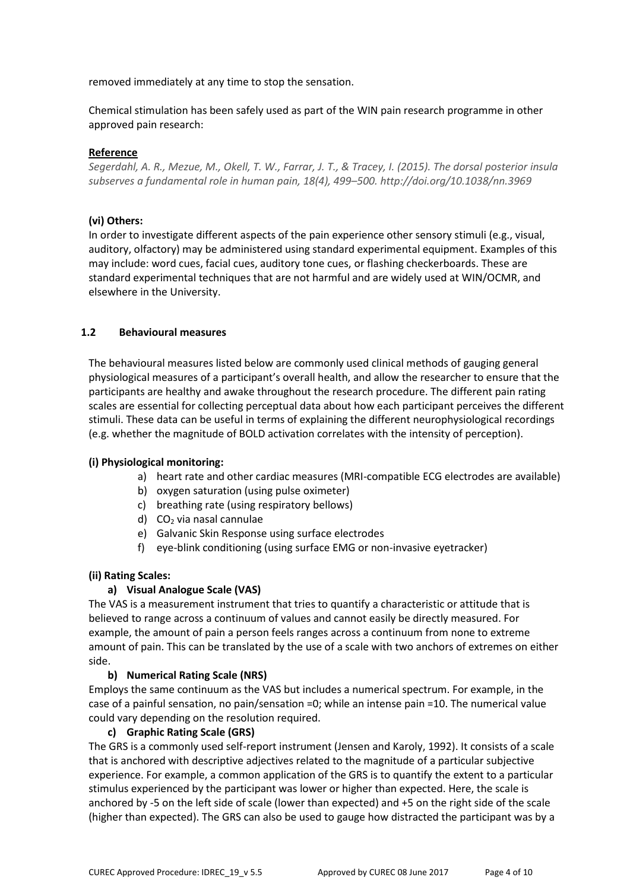removed immediately at any time to stop the sensation.

Chemical stimulation has been safely used as part of the WIN pain research programme in other approved pain research:

**Reference**

*Segerdahl, A. R., Mezue, M., Okell, T. W., Farrar, J. T., & Tracey, I. (2015). The dorsal posterior insula subserves a fundamental role in human pain, 18(4), 499–500. http://doi.org/10.1038/nn.3969*

**(vi) Others:**

In order to investigate different aspects of the pain experience other sensory stimuli (e.g., visual, auditory, olfactory) may be administered using standard experimental equipment. Examples of this may include: word cues, facial cues, auditory tone cues, or flashing checkerboards. These are standard experimental techniques that are not harmful and are widely used at WIN/OCMR, and elsewhere in the University.

## 1.2 Behavioural measures

The behavioural measures listed below are commonly used clinical methods of gauging general physiological measures of a participant's overall health, and allow the researcher to ensure that the participants are healthy and awake throughout the research procedure. The different pain rating scales are essential for collecting perceptual data about how each participant perceives the different stimuli. These data can be useful in terms of explaining the different neurophysiological recordings (e.g. whether the magnitude of BOLD activation correlates with the intensity of perception).

**(i) Physiological monitoring:**

a) heart rate and other cardiac measures (MRI-compatible ECG electrodes are available)
b) oxygen saturation (using pulse oximeter)
c) breathing rate (using respiratory bellows)
d) $CO_2$ via nasal cannulae
e) Galvanic Skin Response using surface electrodes
f) eye-blink conditioning (using surface EMG or non-invasive eyetracker)

**(ii) Rating Scales:**

**a) Visual Analogue Scale (VAS)**

The VAS is a measurement instrument that tries to quantify a characteristic or attitude that is believed to range across a continuum of values and cannot easily be directly measured. For example, the amount of pain a person feels ranges across a continuum from none to extreme amount of pain. This can be translated by the use of a scale with two anchors of extremes on either side.

**b) Numerical Rating Scale (NRS)**

Employs the same continuum as the VAS but includes a numerical spectrum. For example, in the case of a painful sensation, no pain/sensation =0; while an intense pain =10. The numerical value could vary depending on the resolution required.

**c) Graphic Rating Scale (GRS)**

The GRS is a commonly used self-report instrument (Jensen and Karoly, 1992). It consists of a scale that is anchored with descriptive adjectives related to the magnitude of a particular subjective experience. For example, a common application of the GRS is to quantify the extent to a particular stimulus experienced by the participant was lower or higher than expected. Here, the scale is anchored by -5 on the left side of scale (lower than expected) and +5 on the right side of the scale (higher than expected). The GRS can also be used to gauge how distracted the participant was by a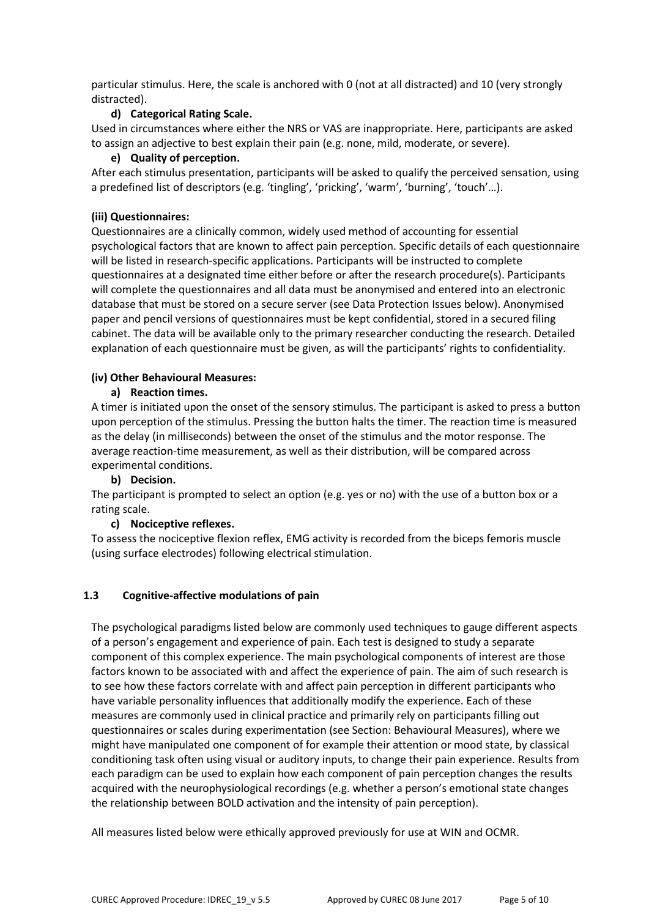particular stimulus. Here, the scale is anchored with 0 (not at all distracted) and 10 (very strongly distracted).

**d) Categorical Rating Scale.**

Used in circumstances where either the NRS or VAS are inappropriate. Here, participants are asked to assign an adjective to best explain their pain (e.g. none, mild, moderate, or severe).

**e) Quality of perception.**

After each stimulus presentation, participants will be asked to qualify the perceived sensation, using a predefined list of descriptors (e.g. 'tingling', 'pricking', 'warm', 'burning', 'touch'…).

**(iii) Questionnaires:**

Questionnaires are a clinically common, widely used method of accounting for essential psychological factors that are known to affect pain perception. Specific details of each questionnaire will be listed in research-specific applications. Participants will be instructed to complete questionnaires at a designated time either before or after the research procedure(s). Participants will complete the questionnaires and all data must be anonymised and entered into an electronic database that must be stored on a secure server (see Data Protection Issues below). Anonymised paper and pencil versions of questionnaires must be kept confidential, stored in a secured filing cabinet. The data will be available only to the primary researcher conducting the research. Detailed explanation of each questionnaire must be given, as will the participants' rights to confidentiality.

**(iv) Other Behavioural Measures:**

**a) Reaction times.**

A timer is initiated upon the onset of the sensory stimulus. The participant is asked to press a button upon perception of the stimulus. Pressing the button halts the timer. The reaction time is measured as the delay (in milliseconds) between the onset of the stimulus and the motor response. The average reaction-time measurement, as well as their distribution, will be compared across experimental conditions.

**b) Decision.**

The participant is prompted to select an option (e.g. yes or no) with the use of a button box or a rating scale.

**c) Nociceptive reflexes.**

To assess the nociceptive flexion reflex, EMG activity is recorded from the biceps femoris muscle (using surface electrodes) following electrical stimulation.

## 1.3 Cognitive-affective modulations of pain

The psychological paradigms listed below are commonly used techniques to gauge different aspects of a person's engagement and experience of pain. Each test is designed to study a separate component of this complex experience. The main psychological components of interest are those factors known to be associated with and affect the experience of pain. The aim of such research is to see how these factors correlate with and affect pain perception in different participants who have variable personality influences that additionally modify the experience. Each of these measures are commonly used in clinical practice and primarily rely on participants filling out questionnaires or scales during experimentation (see Section: Behavioural Measures), where we might have manipulated one component of for example their attention or mood state, by classical conditioning task often using visual or auditory inputs, to change their pain experience. Results from each paradigm can be used to explain how each component of pain perception changes the results acquired with the neurophysiological recordings (e.g. whether a person's emotional state changes the relationship between BOLD activation and the intensity of pain perception).

All measures listed below were ethically approved previously for use at WIN and OCMR.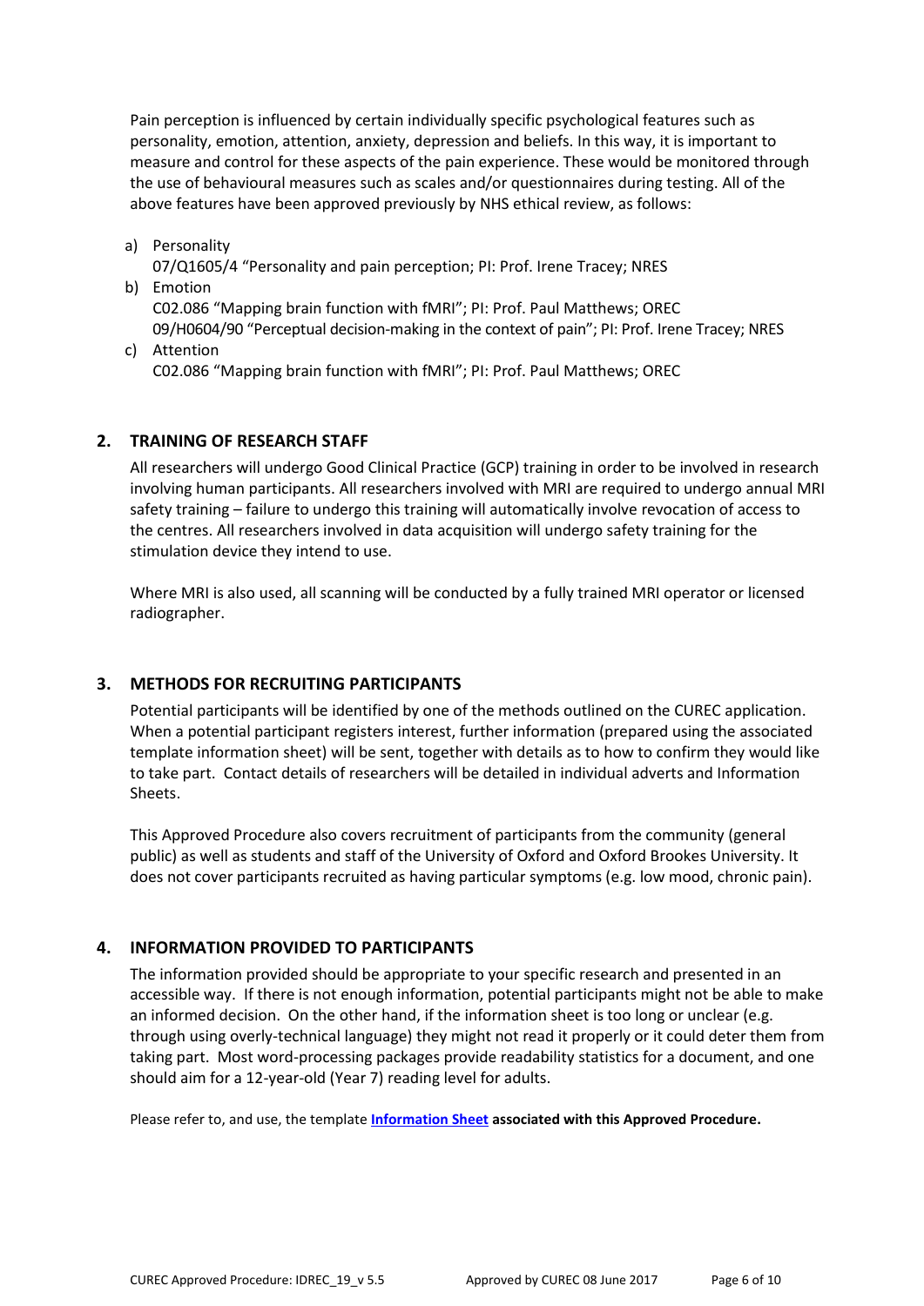Pain perception is influenced by certain individually specific psychological features such as personality, emotion, attention, anxiety, depression and beliefs. In this way, it is important to measure and control for these aspects of the pain experience. These would be monitored through the use of behavioural measures such as scales and/or questionnaires during testing. All of the above features have been approved previously by NHS ethical review, as follows:

a) Personality
   07/Q1605/4 "Personality and pain perception; PI: Prof. Irene Tracey; NRES
b) Emotion
   C02.086 "Mapping brain function with fMRI"; PI: Prof. Paul Matthews; OREC
   09/H0604/90 "Perceptual decision-making in the context of pain"; PI: Prof. Irene Tracey; NRES
c) Attention
   C02.086 "Mapping brain function with fMRI"; PI: Prof. Paul Matthews; OREC

## 2. TRAINING OF RESEARCH STAFF

All researchers will undergo Good Clinical Practice (GCP) training in order to be involved in research involving human participants. All researchers involved with MRI are required to undergo annual MRI safety training – failure to undergo this training will automatically involve revocation of access to the centres. All researchers involved in data acquisition will undergo safety training for the stimulation device they intend to use.

Where MRI is also used, all scanning will be conducted by a fully trained MRI operator or licensed radiographer.

## 3. METHODS FOR RECRUITING PARTICIPANTS

Potential participants will be identified by one of the methods outlined on the CUREC application. When a potential participant registers interest, further information (prepared using the associated template information sheet) will be sent, together with details as to how to confirm they would like to take part. Contact details of researchers will be detailed in individual adverts and Information Sheets.

This Approved Procedure also covers recruitment of participants from the community (general public) as well as students and staff of the University of Oxford and Oxford Brookes University. It does not cover participants recruited as having particular symptoms (e.g. low mood, chronic pain).

## 4. INFORMATION PROVIDED TO PARTICIPANTS

The information provided should be appropriate to your specific research and presented in an accessible way. If there is not enough information, potential participants might not be able to make an informed decision. On the other hand, if the information sheet is too long or unclear (e.g. through using overly-technical language) they might not read it properly or it could deter them from taking part. Most word-processing packages provide readability statistics for a document, and one should aim for a 12-year-old (Year 7) reading level for adults.

Please refer to, and use, the template **Information Sheet associated with this Approved Procedure.**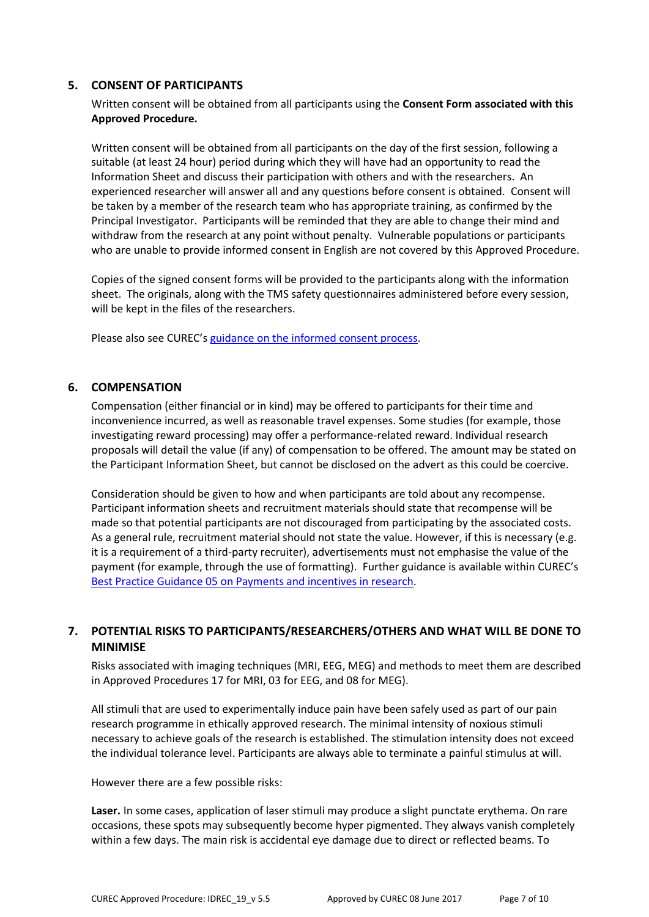## 5. CONSENT OF PARTICIPANTS

Written consent will be obtained from all participants using the **Consent Form associated with this Approved Procedure.**

Written consent will be obtained from all participants on the day of the first session, following a suitable (at least 24 hour) period during which they will have had an opportunity to read the Information Sheet and discuss their participation with others and with the researchers. An experienced researcher will answer all and any questions before consent is obtained. Consent will be taken by a member of the research team who has appropriate training, as confirmed by the Principal Investigator. Participants will be reminded that they are able to change their mind and withdraw from the research at any point without penalty. Vulnerable populations or participants who are unable to provide informed consent in English are not covered by this Approved Procedure.

Copies of the signed consent forms will be provided to the participants along with the information sheet. The originals, along with the TMS safety questionnaires administered before every session, will be kept in the files of the researchers.

Please also see CUREC's guidance on the informed consent process.

## 6. COMPENSATION

Compensation (either financial or in kind) may be offered to participants for their time and inconvenience incurred, as well as reasonable travel expenses. Some studies (for example, those investigating reward processing) may offer a performance-related reward. Individual research proposals will detail the value (if any) of compensation to be offered. The amount may be stated on the Participant Information Sheet, but cannot be disclosed on the advert as this could be coercive.

Consideration should be given to how and when participants are told about any recompense. Participant information sheets and recruitment materials should state that recompense will be made so that potential participants are not discouraged from participating by the associated costs. As a general rule, recruitment material should not state the value. However, if this is necessary (e.g. it is a requirement of a third-party recruiter), advertisements must not emphasise the value of the payment (for example, through the use of formatting). Further guidance is available within CUREC's Best Practice Guidance 05 on Payments and incentives in research.

## 7. POTENTIAL RISKS TO PARTICIPANTS/RESEARCHERS/OTHERS AND WHAT WILL BE DONE TO MINIMISE

Risks associated with imaging techniques (MRI, EEG, MEG) and methods to meet them are described in Approved Procedures 17 for MRI, 03 for EEG, and 08 for MEG).

All stimuli that are used to experimentally induce pain have been safely used as part of our pain research programme in ethically approved research. The minimal intensity of noxious stimuli necessary to achieve goals of the research is established. The stimulation intensity does not exceed the individual tolerance level. Participants are always able to terminate a painful stimulus at will.

However there are a few possible risks:

**Laser.** In some cases, application of laser stimuli may produce a slight punctate erythema. On rare occasions, these spots may subsequently become hyper pigmented. They always vanish completely within a few days. The main risk is accidental eye damage due to direct or reflected beams. To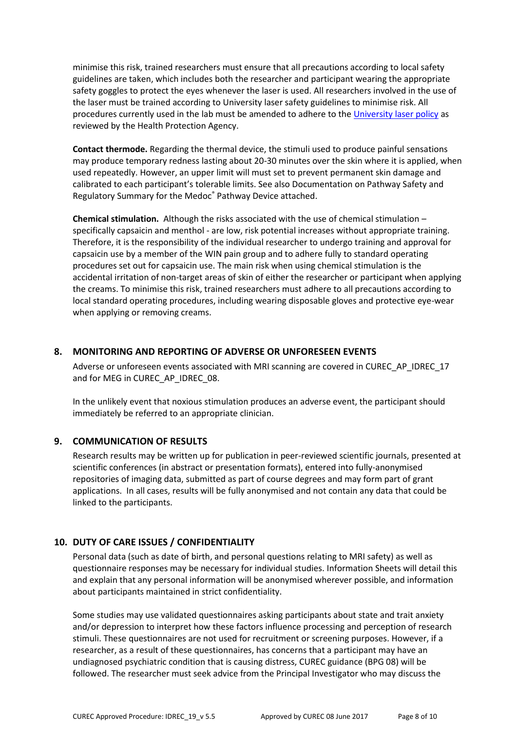minimise this risk, trained researchers must ensure that all precautions according to local safety guidelines are taken, which includes both the researcher and participant wearing the appropriate safety goggles to protect the eyes whenever the laser is used. All researchers involved in the use of the laser must be trained according to University laser safety guidelines to minimise risk. All procedures currently used in the lab must be amended to adhere to the [University laser policy]() as reviewed by the Health Protection Agency.

**Contact thermode.** Regarding the thermal device, the stimuli used to produce painful sensations may produce temporary redness lasting about 20-30 minutes over the skin where it is applied, when used repeatedly. However, an upper limit will must set to prevent permanent skin damage and calibrated to each participant's tolerable limits. See also Documentation on Pathway Safety and Regulatory Summary for the Medoc® Pathway Device attached.

**Chemical stimulation.** Although the risks associated with the use of chemical stimulation – specifically capsaicin and menthol - are low, risk potential increases without appropriate training. Therefore, it is the responsibility of the individual researcher to undergo training and approval for capsaicin use by a member of the WIN pain group and to adhere fully to standard operating procedures set out for capsaicin use. The main risk when using chemical stimulation is the accidental irritation of non-target areas of skin of either the researcher or participant when applying the creams. To minimise this risk, trained researchers must adhere to all precautions according to local standard operating procedures, including wearing disposable gloves and protective eye-wear when applying or removing creams.

## 8. MONITORING AND REPORTING OF ADVERSE OR UNFORESEEN EVENTS

Adverse or unforeseen events associated with MRI scanning are covered in CUREC_AP_IDREC_17 and for MEG in CUREC_AP_IDREC_08.

In the unlikely event that noxious stimulation produces an adverse event, the participant should immediately be referred to an appropriate clinician.

## 9. COMMUNICATION OF RESULTS

Research results may be written up for publication in peer-reviewed scientific journals, presented at scientific conferences (in abstract or presentation formats), entered into fully-anonymised repositories of imaging data, submitted as part of course degrees and may form part of grant applications. In all cases, results will be fully anonymised and not contain any data that could be linked to the participants.

## 10. DUTY OF CARE ISSUES / CONFIDENTIALITY

Personal data (such as date of birth, and personal questions relating to MRI safety) as well as questionnaire responses may be necessary for individual studies. Information Sheets will detail this and explain that any personal information will be anonymised wherever possible, and information about participants maintained in strict confidentiality.

Some studies may use validated questionnaires asking participants about state and trait anxiety and/or depression to interpret how these factors influence processing and perception of research stimuli. These questionnaires are not used for recruitment or screening purposes. However, if a researcher, as a result of these questionnaires, has concerns that a participant may have an undiagnosed psychiatric condition that is causing distress, CUREC guidance (BPG 08) will be followed. The researcher must seek advice from the Principal Investigator who may discuss the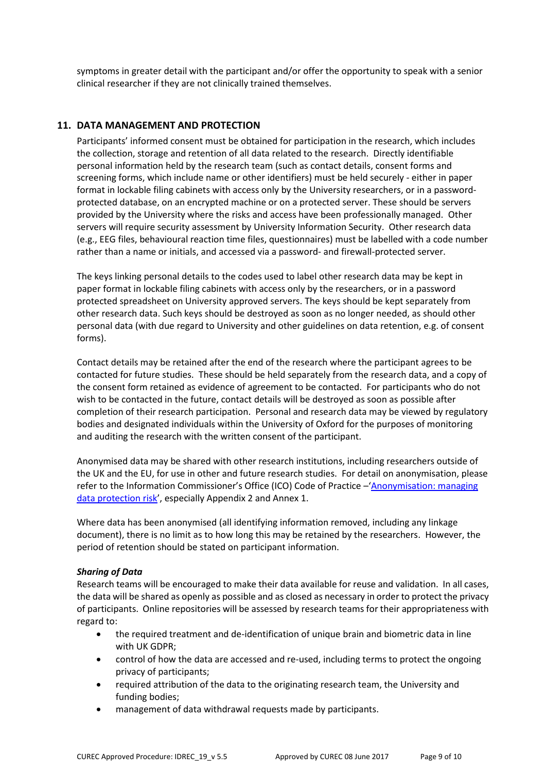symptoms in greater detail with the participant and/or offer the opportunity to speak with a senior clinical researcher if they are not clinically trained themselves.

## 11. DATA MANAGEMENT AND PROTECTION

Participants' informed consent must be obtained for participation in the research, which includes the collection, storage and retention of all data related to the research. Directly identifiable personal information held by the research team (such as contact details, consent forms and screening forms, which include name or other identifiers) must be held securely - either in paper format in lockable filing cabinets with access only by the University researchers, or in a password-protected database, on an encrypted machine or on a protected server. These should be servers provided by the University where the risks and access have been professionally managed. Other servers will require security assessment by University Information Security. Other research data (e.g., EEG files, behavioural reaction time files, questionnaires) must be labelled with a code number rather than a name or initials, and accessed via a password- and firewall-protected server.

The keys linking personal details to the codes used to label other research data may be kept in paper format in lockable filing cabinets with access only by the researchers, or in a password protected spreadsheet on University approved servers. The keys should be kept separately from other research data. Such keys should be destroyed as soon as no longer needed, as should other personal data (with due regard to University and other guidelines on data retention, e.g. of consent forms).

Contact details may be retained after the end of the research where the participant agrees to be contacted for future studies. These should be held separately from the research data, and a copy of the consent form retained as evidence of agreement to be contacted. For participants who do not wish to be contacted in the future, contact details will be destroyed as soon as possible after completion of their research participation. Personal and research data may be viewed by regulatory bodies and designated individuals within the University of Oxford for the purposes of monitoring and auditing the research with the written consent of the participant.

Anonymised data may be shared with other research institutions, including researchers outside of the UK and the EU, for use in other and future research studies. For detail on anonymisation, please refer to the Information Commissioner's Office (ICO) Code of Practice –'Anonymisation: managing data protection risk', especially Appendix 2 and Annex 1.

Where data has been anonymised (all identifying information removed, including any linkage document), there is no limit as to how long this may be retained by the researchers. However, the period of retention should be stated on participant information.

***Sharing of Data***

Research teams will be encouraged to make their data available for reuse and validation. In all cases, the data will be shared as openly as possible and as closed as necessary in order to protect the privacy of participants. Online repositories will be assessed by research teams for their appropriateness with regard to:

- the required treatment and de-identification of unique brain and biometric data in line with UK GDPR;
- control of how the data are accessed and re-used, including terms to protect the ongoing privacy of participants;
- required attribution of the data to the originating research team, the University and funding bodies;
- management of data withdrawal requests made by participants.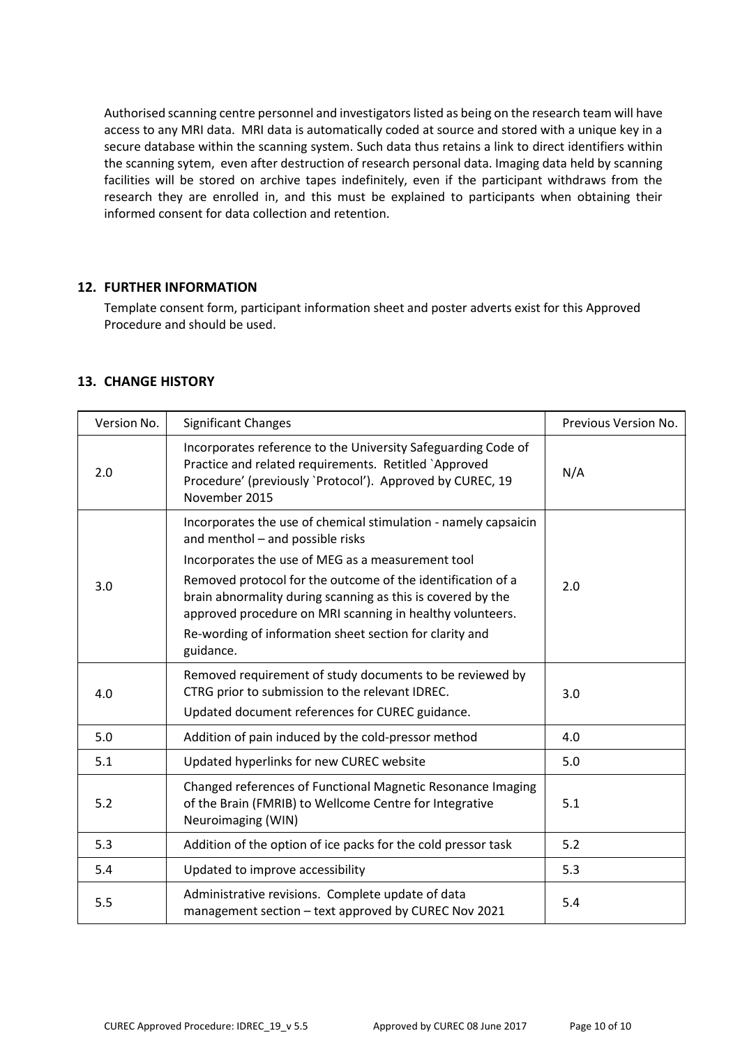Authorised scanning centre personnel and investigators listed as being on the research team will have access to any MRI data. MRI data is automatically coded at source and stored with a unique key in a secure database within the scanning system. Such data thus retains a link to direct identifiers within the scanning sytem, even after destruction of research personal data. Imaging data held by scanning facilities will be stored on archive tapes indefinitely, even if the participant withdraws from the research they are enrolled in, and this must be explained to participants when obtaining their informed consent for data collection and retention.

## 12. FURTHER INFORMATION

Template consent form, participant information sheet and poster adverts exist for this Approved Procedure and should be used.

## 13. CHANGE HISTORY

| Version No. | Significant Changes | Previous Version No. |
|---|---|---|
| 2.0 | Incorporates reference to the University Safeguarding Code of Practice and related requirements. Retitled `Approved Procedure' (previously `Protocol'). Approved by CUREC, 19 November 2015 | N/A |
| 3.0 | Incorporates the use of chemical stimulation - namely capsaicin and menthol – and possible risks<br>Incorporates the use of MEG as a measurement tool<br>Removed protocol for the outcome of the identification of a brain abnormality during scanning as this is covered by the approved procedure on MRI scanning in healthy volunteers.<br>Re-wording of information sheet section for clarity and guidance. | 2.0 |
| 4.0 | Removed requirement of study documents to be reviewed by CTRG prior to submission to the relevant IDREC.<br>Updated document references for CUREC guidance. | 3.0 |
| 5.0 | Addition of pain induced by the cold-pressor method | 4.0 |
| 5.1 | Updated hyperlinks for new CUREC website | 5.0 |
| 5.2 | Changed references of Functional Magnetic Resonance Imaging of the Brain (FMRIB) to Wellcome Centre for Integrative Neuroimaging (WIN) | 5.1 |
| 5.3 | Addition of the option of ice packs for the cold pressor task | 5.2 |
| 5.4 | Updated to improve accessibility | 5.3 |
| 5.5 | Administrative revisions. Complete update of data management section – text approved by CUREC Nov 2021 | 5.4 |